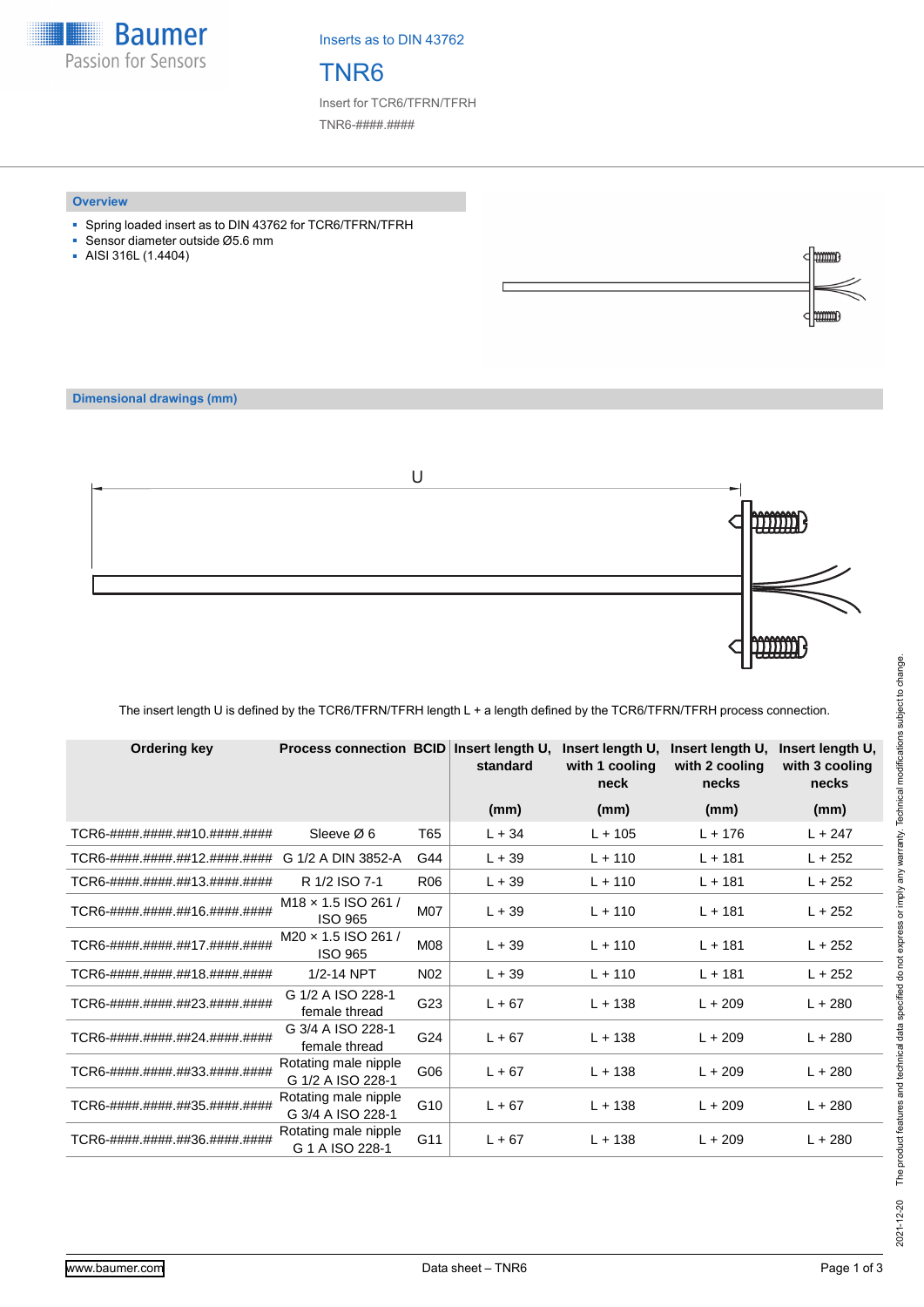Inserts as to DIN 43762

# TNR6

Insert for TCR6/TFRN/TFRH

TNR6-####.####

## Overview

- Spring loaded insert as to DIN 43762 for TCR6/TFRN/TFRH
- Sensor diameter outside Ø5.6 mm
- AISI 316L (1.4404)

## Dimensional drawings (mm)

U

The insert length U is defined by the TCR6/TFRN/TFRH length L + a length defined by the TCR6/TFRN/TFRH process connection.

| Ordering key | Process connection | BCID | Insert length U, standard (mm) | Insert length U, with 1 cooling neck (mm) | Insert length U, with 2 cooling necks (mm) | Insert length U, with 3 cooling necks (mm) |
|---|---|---|---|---|---|---|
| TCR6-####.####.##10.####.#### | Sleeve Ø 6 | T65 | L + 34 | L + 105 | L + 176 | L + 247 |
| TCR6-####.####.##12.####.#### | G 1/2 A DIN 3852-A | G44 | L + 39 | L + 110 | L + 181 | L + 252 |
| TCR6-####.####.##13.####.#### | R 1/2 ISO 7-1 | R06 | L + 39 | L + 110 | L + 181 | L + 252 |
| TCR6-####.####.##16.####.#### | M18 × 1.5 ISO 261 / ISO 965 | M07 | L + 39 | L + 110 | L + 181 | L + 252 |
| TCR6-####.####.##17.####.#### | M20 × 1.5 ISO 261 / ISO 965 | M08 | L + 39 | L + 110 | L + 181 | L + 252 |
| TCR6-####.####.##18.####.#### | 1/2-14 NPT | N02 | L + 39 | L + 110 | L + 181 | L + 252 |
| TCR6-####.####.##23.####.#### | G 1/2 A ISO 228-1 female thread | G23 | L + 67 | L + 138 | L + 209 | L + 280 |
| TCR6-####.####.##24.####.#### | G 3/4 A ISO 228-1 female thread | G24 | L + 67 | L + 138 | L + 209 | L + 280 |
| TCR6-####.####.##33.####.#### | Rotating male nipple G 1/2 A ISO 228-1 | G06 | L + 67 | L + 138 | L + 209 | L + 280 |
| TCR6-####.####.##35.####.#### | Rotating male nipple G 3/4 A ISO 228-1 | G10 | L + 67 | L + 138 | L + 209 | L + 280 |
| TCR6-####.####.##36.####.#### | Rotating male nipple G 1 A ISO 228-1 | G11 | L + 67 | L + 138 | L + 209 | L + 280 |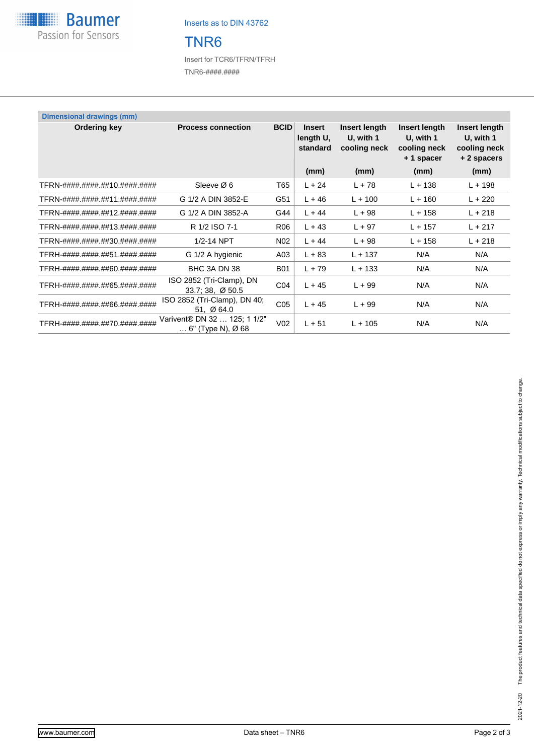Inserts as to DIN 43762

# TNR6

Insert for TCR6/TFRN/TFRH

TNR6-####.####

## Dimensional drawings (mm)

| Ordering key | Process connection | BCID | Insert length U, standard (mm) | Insert length U, with 1 cooling neck (mm) | Insert length U, with 1 cooling neck + 1 spacer (mm) | Insert length U, with 1 cooling neck + 2 spacers (mm) |
|---|---|---|---|---|---|---|
| TFRN-####.####.##10.####.#### | Sleeve Ø 6 | T65 | L + 24 | L + 78 | L + 138 | L + 198 |
| TFRN-####.####.##11.####.#### | G 1/2 A DIN 3852-E | G51 | L + 46 | L + 100 | L + 160 | L + 220 |
| TFRN-####.####.##12.####.#### | G 1/2 A DIN 3852-A | G44 | L + 44 | L + 98 | L + 158 | L + 218 |
| TFRN-####.####.##13.####.#### | R 1/2 ISO 7-1 | R06 | L + 43 | L + 97 | L + 157 | L + 217 |
| TFRN-####.####.##30.####.#### | 1/2-14 NPT | N02 | L + 44 | L + 98 | L + 158 | L + 218 |
| TFRH-####.####.##51.####.#### | G 1/2 A hygienic | A03 | L + 83 | L + 137 | N/A | N/A |
| TFRH-####.####.##60.####.#### | BHC 3A DN 38 | B01 | L + 79 | L + 133 | N/A | N/A |
| TFRH-####.####.##65.####.#### | ISO 2852 (Tri-Clamp), DN 33.7; 38, Ø 50.5 | C04 | L + 45 | L + 99 | N/A | N/A |
| TFRH-####.####.##66.####.#### | ISO 2852 (Tri-Clamp), DN 40; 51, Ø 64.0 | C05 | L + 45 | L + 99 | N/A | N/A |
| TFRH-####.####.##70.####.#### | Varivent® DN 32 … 125; 1 1/2" … 6" (Type N), Ø 68 | V02 | L + 51 | L + 105 | N/A | N/A |

2021-12-20 The product features and technical data specified do not express or imply any warranty. Technical modifications subject to change.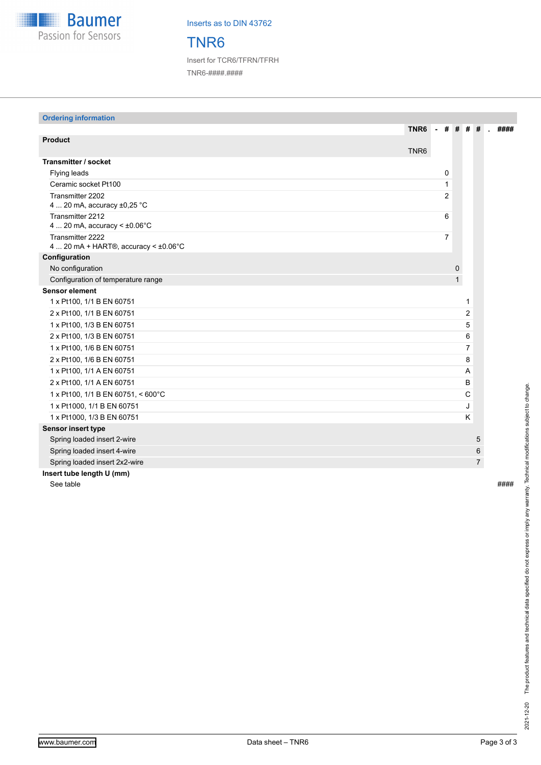Inserts as to DIN 43762

# TNR6

Insert for TCR6/TFRN/TFRH

TNR6-####.####

## Ordering information

| | TNR6 | - | # | # | # | # | . | #### |
|---|---|---|---|---|---|---|---|---|
| **Product** | TNR6 | | | | | | | |
| **Transmitter / socket** | | | | | | | | |
| Flying leads | | | 0 | | | | | |
| Ceramic socket Pt100 | | | 1 | | | | | |
| Transmitter 2202<br>4 ... 20 mA, accuracy ±0,25 °C | | | 2 | | | | | |
| Transmitter 2212<br>4 ... 20 mA, accuracy < ±0.06°C | | | 6 | | | | | |
| Transmitter 2222<br>4 ... 20 mA + HART®, accuracy < ±0.06°C | | | 7 | | | | | |
| **Configuration** | | | | | | | | |
| No configuration | | | | 0 | | | | |
| Configuration of temperature range | | | | 1 | | | | |
| **Sensor element** | | | | | | | | |
| 1 x Pt100, 1/1 B EN 60751 | | | | | 1 | | | |
| 2 x Pt100, 1/1 B EN 60751 | | | | | 2 | | | |
| 1 x Pt100, 1/3 B EN 60751 | | | | | 5 | | | |
| 2 x Pt100, 1/3 B EN 60751 | | | | | 6 | | | |
| 1 x Pt100, 1/6 B EN 60751 | | | | | 7 | | | |
| 2 x Pt100, 1/6 B EN 60751 | | | | | 8 | | | |
| 1 x Pt100, 1/1 A EN 60751 | | | | | A | | | |
| 2 x Pt100, 1/1 A EN 60751 | | | | | B | | | |
| 1 x Pt100, 1/1 B EN 60751, < 600°C | | | | | C | | | |
| 1 x Pt1000, 1/1 B EN 60751 | | | | | J | | | |
| 1 x Pt1000, 1/3 B EN 60751 | | | | | K | | | |
| **Sensor insert type** | | | | | | | | |
| Spring loaded insert 2-wire | | | | | | 5 | | |
| Spring loaded insert 4-wire | | | | | | 6 | | |
| Spring loaded insert 2x2-wire | | | | | | 7 | | |
| **Insert tube length U (mm)** | | | | | | | | |
| See table | | | | | | | | #### |